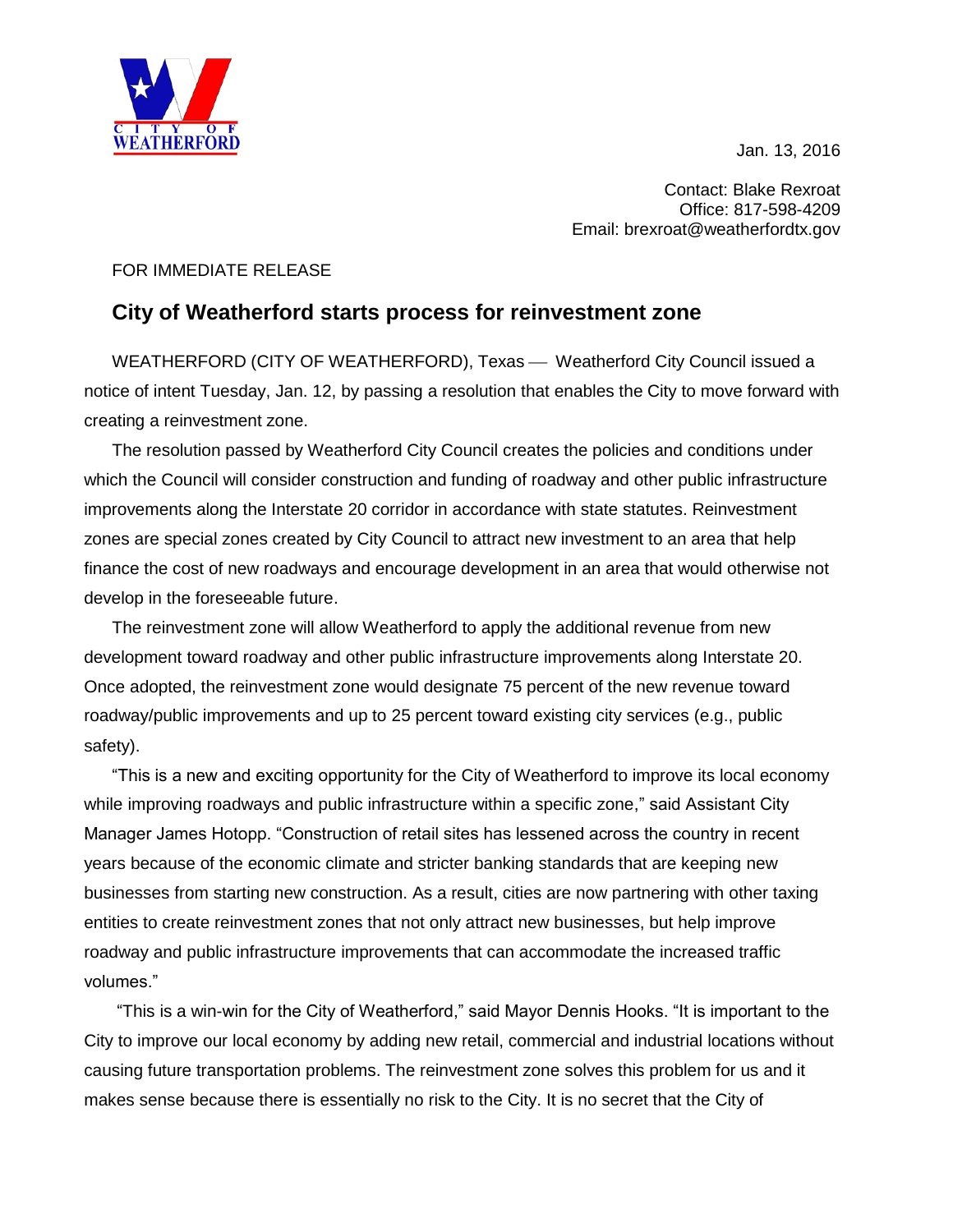CITY OF WEATHERFORD

Jan. 13, 2016

Contact: Blake Rexroat
Office: 817-598-4209
Email: brexroat@weatherfordtx.gov

FOR IMMEDIATE RELEASE

## City of Weatherford starts process for reinvestment zone

WEATHERFORD (CITY OF WEATHERFORD), Texas — Weatherford City Council issued a notice of intent Tuesday, Jan. 12, by passing a resolution that enables the City to move forward with creating a reinvestment zone.

The resolution passed by Weatherford City Council creates the policies and conditions under which the Council will consider construction and funding of roadway and other public infrastructure improvements along the Interstate 20 corridor in accordance with state statutes. Reinvestment zones are special zones created by City Council to attract new investment to an area that help finance the cost of new roadways and encourage development in an area that would otherwise not develop in the foreseeable future.

The reinvestment zone will allow Weatherford to apply the additional revenue from new development toward roadway and other public infrastructure improvements along Interstate 20. Once adopted, the reinvestment zone would designate 75 percent of the new revenue toward roadway/public improvements and up to 25 percent toward existing city services (e.g., public safety).

"This is a new and exciting opportunity for the City of Weatherford to improve its local economy while improving roadways and public infrastructure within a specific zone," said Assistant City Manager James Hotopp. "Construction of retail sites has lessened across the country in recent years because of the economic climate and stricter banking standards that are keeping new businesses from starting new construction. As a result, cities are now partnering with other taxing entities to create reinvestment zones that not only attract new businesses, but help improve roadway and public infrastructure improvements that can accommodate the increased traffic volumes."

"This is a win-win for the City of Weatherford," said Mayor Dennis Hooks. "It is important to the City to improve our local economy by adding new retail, commercial and industrial locations without causing future transportation problems. The reinvestment zone solves this problem for us and it makes sense because there is essentially no risk to the City. It is no secret that the City of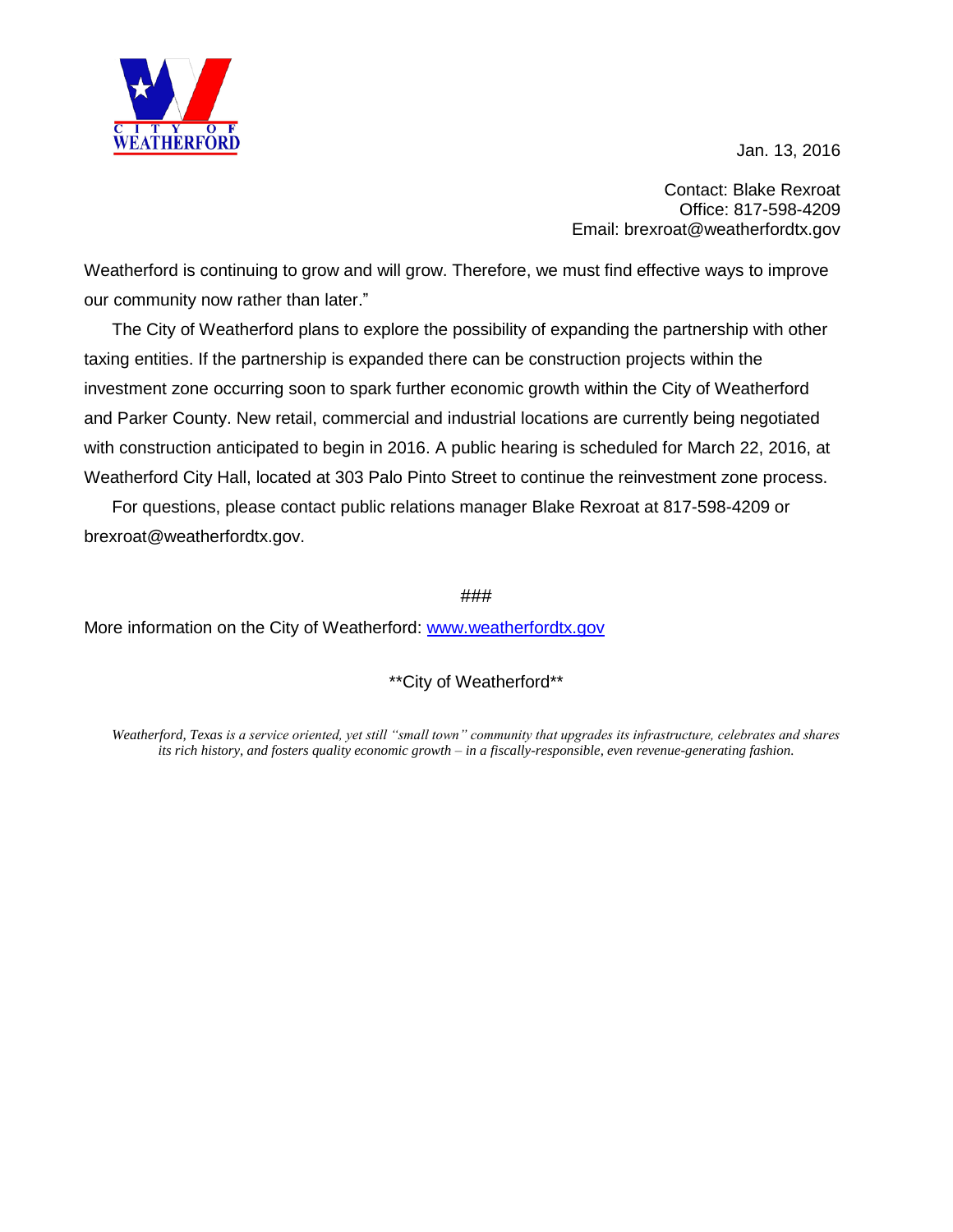Jan. 13, 2016

Contact: Blake Rexroat
Office: 817-598-4209
Email: brexroat@weatherfordtx.gov

Weatherford is continuing to grow and will grow. Therefore, we must find effective ways to improve our community now rather than later."

The City of Weatherford plans to explore the possibility of expanding the partnership with other taxing entities. If the partnership is expanded there can be construction projects within the investment zone occurring soon to spark further economic growth within the City of Weatherford and Parker County. New retail, commercial and industrial locations are currently being negotiated with construction anticipated to begin in 2016. A public hearing is scheduled for March 22, 2016, at Weatherford City Hall, located at 303 Palo Pinto Street to continue the reinvestment zone process.

For questions, please contact public relations manager Blake Rexroat at 817-598-4209 or brexroat@weatherfordtx.gov.

###

More information on the City of Weatherford: [www.weatherfordtx.gov](http://www.weatherfordtx.gov)

**City of Weatherford**

*Weatherford, Texas is a service oriented, yet still "small town" community that upgrades its infrastructure, celebrates and shares its rich history, and fosters quality economic growth – in a fiscally-responsible, even revenue-generating fashion.*